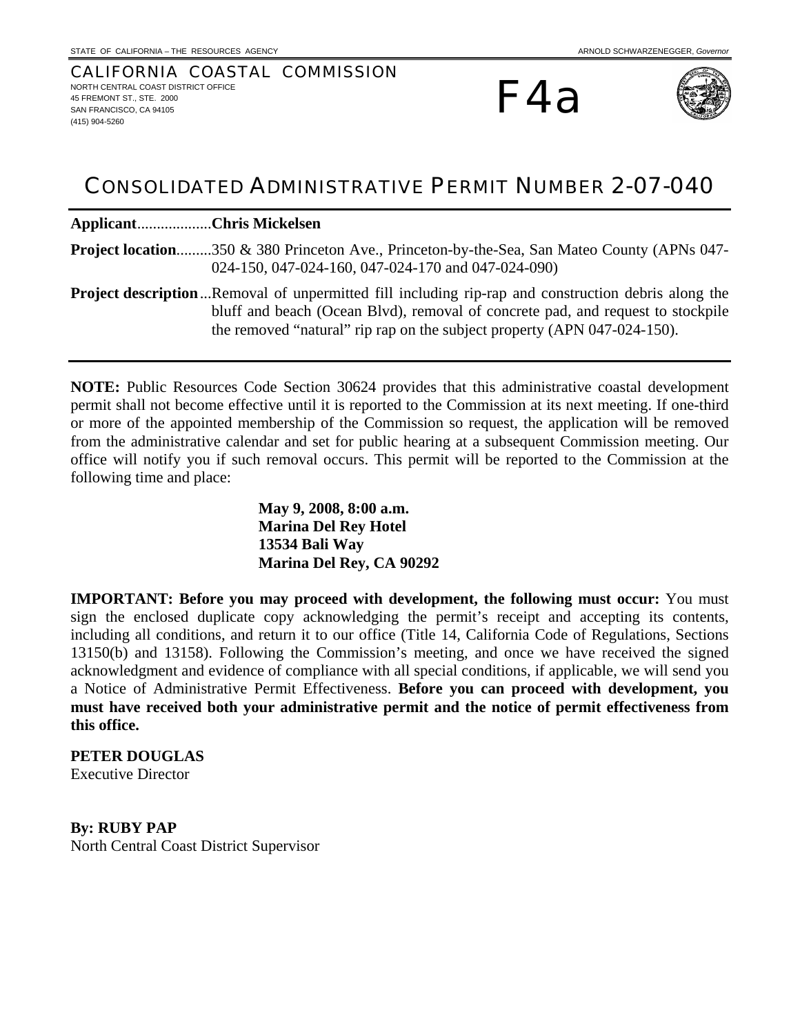STATE OF CALIFORNIA – THE RESOURCES AGENCY ARNOLD SCHWARZENEGGER, *Governor*

CALIFORNIA COASTAL COMMISSION
NORTH CENTRAL COAST DISTRICT OFFICE
45 FREMONT ST., STE. 2000
SAN FRANCISCO, CA 94105
(415) 904-5260

# F4a

# CONSOLIDATED ADMINISTRATIVE PERMIT NUMBER 2-07-040

**Applicant**..................**Chris Mickelsen**

**Project location**.........350 & 380 Princeton Ave., Princeton-by-the-Sea, San Mateo County (APNs 047-024-150, 047-024-160, 047-024-170 and 047-024-090)

**Project description**...Removal of unpermitted fill including rip-rap and construction debris along the bluff and beach (Ocean Blvd), removal of concrete pad, and request to stockpile the removed "natural" rip rap on the subject property (APN 047-024-150).

---

**NOTE:** Public Resources Code Section 30624 provides that this administrative coastal development permit shall not become effective until it is reported to the Commission at its next meeting. If one-third or more of the appointed membership of the Commission so request, the application will be removed from the administrative calendar and set for public hearing at a subsequent Commission meeting. Our office will notify you if such removal occurs. This permit will be reported to the Commission at the following time and place:

**May 9, 2008, 8:00 a.m.**
**Marina Del Rey Hotel**
**13534 Bali Way**
**Marina Del Rey, CA 90292**

**IMPORTANT: Before you may proceed with development, the following must occur:** You must sign the enclosed duplicate copy acknowledging the permit's receipt and accepting its contents, including all conditions, and return it to our office (Title 14, California Code of Regulations, Sections 13150(b) and 13158). Following the Commission's meeting, and once we have received the signed acknowledgment and evidence of compliance with all special conditions, if applicable, we will send you a Notice of Administrative Permit Effectiveness. **Before you can proceed with development, you must have received both your administrative permit and the notice of permit effectiveness from this office.**

**PETER DOUGLAS**
Executive Director

**By: RUBY PAP**
North Central Coast District Supervisor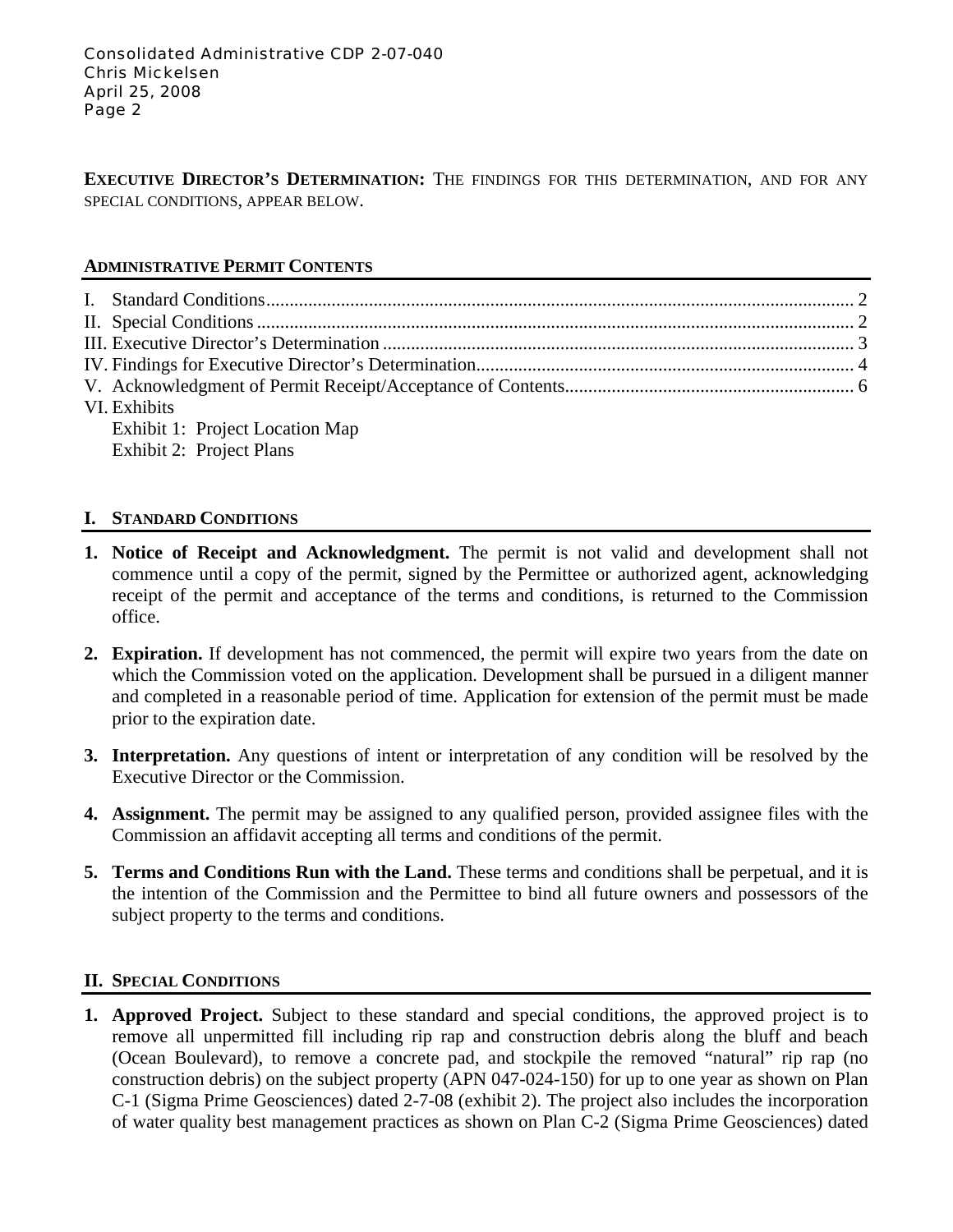**EXECUTIVE DIRECTOR'S DETERMINATION:** THE FINDINGS FOR THIS DETERMINATION, AND FOR ANY SPECIAL CONDITIONS, APPEAR BELOW.

## ADMINISTRATIVE PERMIT CONTENTS

I. Standard Conditions ............ 2
II. Special Conditions ............ 2
III. Executive Director's Determination ............ 3
IV. Findings for Executive Director's Determination ............ 4
V. Acknowledgment of Permit Receipt/Acceptance of Contents ............ 6
VI. Exhibits
    Exhibit 1: Project Location Map
    Exhibit 2: Project Plans

## I. STANDARD CONDITIONS

1. **Notice of Receipt and Acknowledgment.** The permit is not valid and development shall not commence until a copy of the permit, signed by the Permittee or authorized agent, acknowledging receipt of the permit and acceptance of the terms and conditions, is returned to the Commission office.

2. **Expiration.** If development has not commenced, the permit will expire two years from the date on which the Commission voted on the application. Development shall be pursued in a diligent manner and completed in a reasonable period of time. Application for extension of the permit must be made prior to the expiration date.

3. **Interpretation.** Any questions of intent or interpretation of any condition will be resolved by the Executive Director or the Commission.

4. **Assignment.** The permit may be assigned to any qualified person, provided assignee files with the Commission an affidavit accepting all terms and conditions of the permit.

5. **Terms and Conditions Run with the Land.** These terms and conditions shall be perpetual, and it is the intention of the Commission and the Permittee to bind all future owners and possessors of the subject property to the terms and conditions.

## II. SPECIAL CONDITIONS

1. **Approved Project.** Subject to these standard and special conditions, the approved project is to remove all unpermitted fill including rip rap and construction debris along the bluff and beach (Ocean Boulevard), to remove a concrete pad, and stockpile the removed "natural" rip rap (no construction debris) on the subject property (APN 047-024-150) for up to one year as shown on Plan C-1 (Sigma Prime Geosciences) dated 2-7-08 (exhibit 2). The project also includes the incorporation of water quality best management practices as shown on Plan C-2 (Sigma Prime Geosciences) dated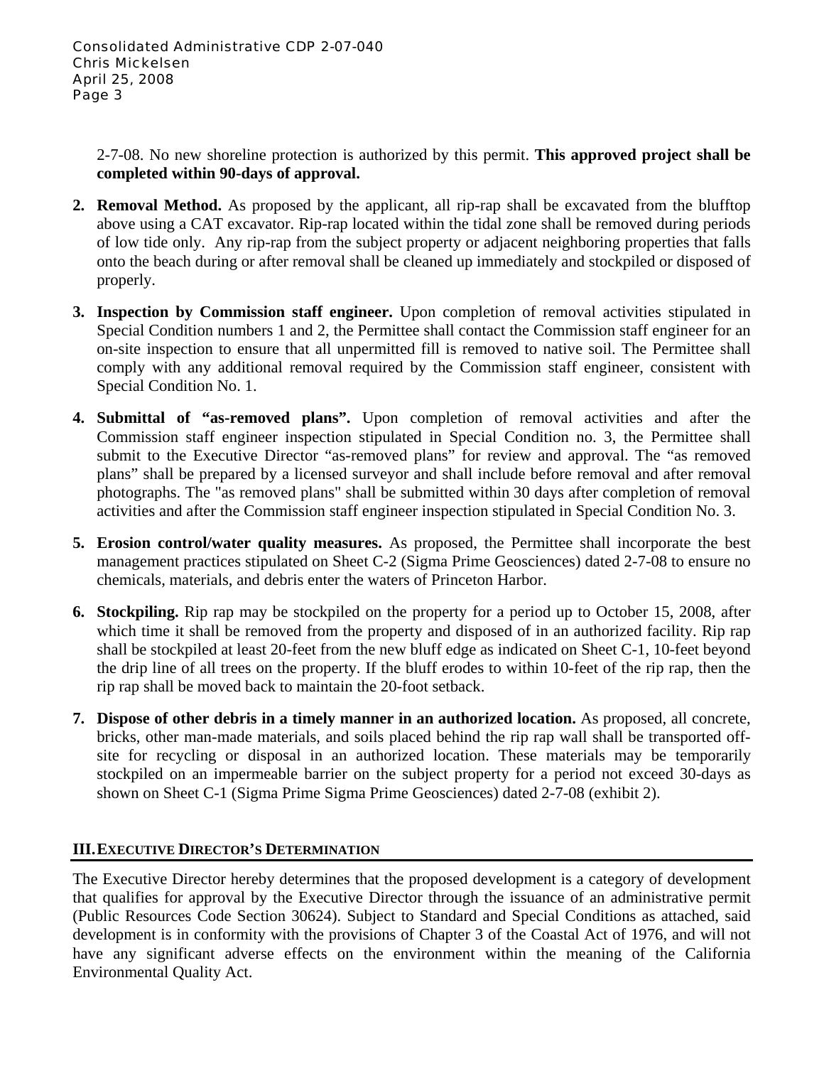2-7-08. No new shoreline protection is authorized by this permit. **This approved project shall be completed within 90-days of approval.**

2. **Removal Method.** As proposed by the applicant, all rip-rap shall be excavated from the blufftop above using a CAT excavator. Rip-rap located within the tidal zone shall be removed during periods of low tide only. Any rip-rap from the subject property or adjacent neighboring properties that falls onto the beach during or after removal shall be cleaned up immediately and stockpiled or disposed of properly.

3. **Inspection by Commission staff engineer.** Upon completion of removal activities stipulated in Special Condition numbers 1 and 2, the Permittee shall contact the Commission staff engineer for an on-site inspection to ensure that all unpermitted fill is removed to native soil. The Permittee shall comply with any additional removal required by the Commission staff engineer, consistent with Special Condition No. 1.

4. **Submittal of "as-removed plans".** Upon completion of removal activities and after the Commission staff engineer inspection stipulated in Special Condition no. 3, the Permittee shall submit to the Executive Director "as-removed plans" for review and approval. The "as removed plans" shall be prepared by a licensed surveyor and shall include before removal and after removal photographs. The "as removed plans" shall be submitted within 30 days after completion of removal activities and after the Commission staff engineer inspection stipulated in Special Condition No. 3.

5. **Erosion control/water quality measures.** As proposed, the Permittee shall incorporate the best management practices stipulated on Sheet C-2 (Sigma Prime Geosciences) dated 2-7-08 to ensure no chemicals, materials, and debris enter the waters of Princeton Harbor.

6. **Stockpiling.** Rip rap may be stockpiled on the property for a period up to October 15, 2008, after which time it shall be removed from the property and disposed of in an authorized facility. Rip rap shall be stockpiled at least 20-feet from the new bluff edge as indicated on Sheet C-1, 10-feet beyond the drip line of all trees on the property. If the bluff erodes to within 10-feet of the rip rap, then the rip rap shall be moved back to maintain the 20-foot setback.

7. **Dispose of other debris in a timely manner in an authorized location.** As proposed, all concrete, bricks, other man-made materials, and soils placed behind the rip rap wall shall be transported off-site for recycling or disposal in an authorized location. These materials may be temporarily stockpiled on an impermeable barrier on the subject property for a period not exceed 30-days as shown on Sheet C-1 (Sigma Prime Sigma Prime Geosciences) dated 2-7-08 (exhibit 2).

## III. EXECUTIVE DIRECTOR'S DETERMINATION

The Executive Director hereby determines that the proposed development is a category of development that qualifies for approval by the Executive Director through the issuance of an administrative permit (Public Resources Code Section 30624). Subject to Standard and Special Conditions as attached, said development is in conformity with the provisions of Chapter 3 of the Coastal Act of 1976, and will not have any significant adverse effects on the environment within the meaning of the California Environmental Quality Act.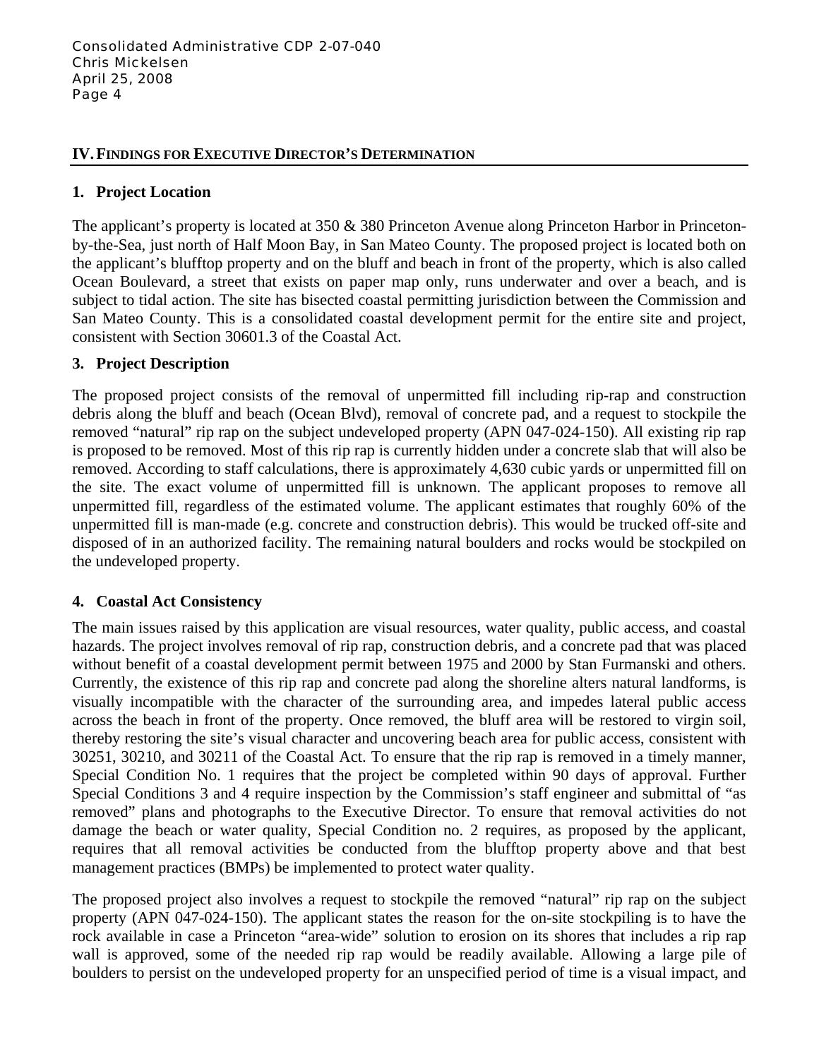## IV. FINDINGS FOR EXECUTIVE DIRECTOR'S DETERMINATION

### 1. Project Location

The applicant's property is located at 350 & 380 Princeton Avenue along Princeton Harbor in Princeton-by-the-Sea, just north of Half Moon Bay, in San Mateo County. The proposed project is located both on the applicant's blufftop property and on the bluff and beach in front of the property, which is also called Ocean Boulevard, a street that exists on paper map only, runs underwater and over a beach, and is subject to tidal action. The site has bisected coastal permitting jurisdiction between the Commission and San Mateo County. This is a consolidated coastal development permit for the entire site and project, consistent with Section 30601.3 of the Coastal Act.

### 3. Project Description

The proposed project consists of the removal of unpermitted fill including rip-rap and construction debris along the bluff and beach (Ocean Blvd), removal of concrete pad, and a request to stockpile the removed "natural" rip rap on the subject undeveloped property (APN 047-024-150). All existing rip rap is proposed to be removed. Most of this rip rap is currently hidden under a concrete slab that will also be removed. According to staff calculations, there is approximately 4,630 cubic yards or unpermitted fill on the site. The exact volume of unpermitted fill is unknown. The applicant proposes to remove all unpermitted fill, regardless of the estimated volume. The applicant estimates that roughly 60% of the unpermitted fill is man-made (e.g. concrete and construction debris). This would be trucked off-site and disposed of in an authorized facility. The remaining natural boulders and rocks would be stockpiled on the undeveloped property.

### 4. Coastal Act Consistency

The main issues raised by this application are visual resources, water quality, public access, and coastal hazards. The project involves removal of rip rap, construction debris, and a concrete pad that was placed without benefit of a coastal development permit between 1975 and 2000 by Stan Furmanski and others. Currently, the existence of this rip rap and concrete pad along the shoreline alters natural landforms, is visually incompatible with the character of the surrounding area, and impedes lateral public access across the beach in front of the property. Once removed, the bluff area will be restored to virgin soil, thereby restoring the site's visual character and uncovering beach area for public access, consistent with 30251, 30210, and 30211 of the Coastal Act. To ensure that the rip rap is removed in a timely manner, Special Condition No. 1 requires that the project be completed within 90 days of approval. Further Special Conditions 3 and 4 require inspection by the Commission's staff engineer and submittal of "as removed" plans and photographs to the Executive Director. To ensure that removal activities do not damage the beach or water quality, Special Condition no. 2 requires, as proposed by the applicant, requires that all removal activities be conducted from the blufftop property above and that best management practices (BMPs) be implemented to protect water quality.

The proposed project also involves a request to stockpile the removed "natural" rip rap on the subject property (APN 047-024-150). The applicant states the reason for the on-site stockpiling is to have the rock available in case a Princeton "area-wide" solution to erosion on its shores that includes a rip rap wall is approved, some of the needed rip rap would be readily available. Allowing a large pile of boulders to persist on the undeveloped property for an unspecified period of time is a visual impact, and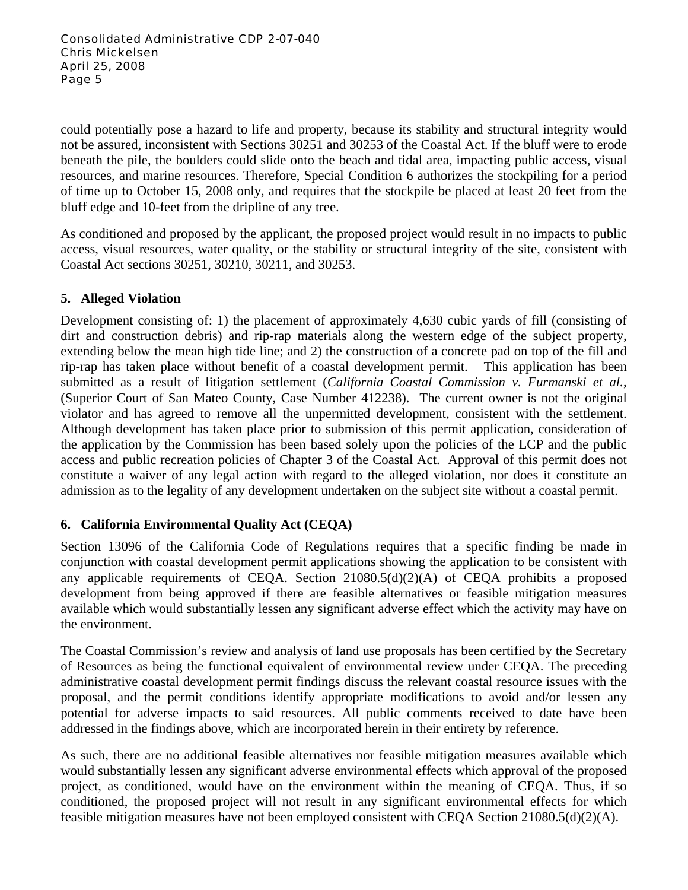could potentially pose a hazard to life and property, because its stability and structural integrity would not be assured, inconsistent with Sections 30251 and 30253 of the Coastal Act. If the bluff were to erode beneath the pile, the boulders could slide onto the beach and tidal area, impacting public access, visual resources, and marine resources. Therefore, Special Condition 6 authorizes the stockpiling for a period of time up to October 15, 2008 only, and requires that the stockpile be placed at least 20 feet from the bluff edge and 10-feet from the dripline of any tree.

As conditioned and proposed by the applicant, the proposed project would result in no impacts to public access, visual resources, water quality, or the stability or structural integrity of the site, consistent with Coastal Act sections 30251, 30210, 30211, and 30253.

### 5. Alleged Violation

Development consisting of: 1) the placement of approximately 4,630 cubic yards of fill (consisting of dirt and construction debris) and rip-rap materials along the western edge of the subject property, extending below the mean high tide line; and 2) the construction of a concrete pad on top of the fill and rip-rap has taken place without benefit of a coastal development permit. This application has been submitted as a result of litigation settlement (*California Coastal Commission v. Furmanski et al.*, (Superior Court of San Mateo County, Case Number 412238). The current owner is not the original violator and has agreed to remove all the unpermitted development, consistent with the settlement. Although development has taken place prior to submission of this permit application, consideration of the application by the Commission has been based solely upon the policies of the LCP and the public access and public recreation policies of Chapter 3 of the Coastal Act. Approval of this permit does not constitute a waiver of any legal action with regard to the alleged violation, nor does it constitute an admission as to the legality of any development undertaken on the subject site without a coastal permit.

### 6. California Environmental Quality Act (CEQA)

Section 13096 of the California Code of Regulations requires that a specific finding be made in conjunction with coastal development permit applications showing the application to be consistent with any applicable requirements of CEQA. Section 21080.5(d)(2)(A) of CEQA prohibits a proposed development from being approved if there are feasible alternatives or feasible mitigation measures available which would substantially lessen any significant adverse effect which the activity may have on the environment.

The Coastal Commission's review and analysis of land use proposals has been certified by the Secretary of Resources as being the functional equivalent of environmental review under CEQA. The preceding administrative coastal development permit findings discuss the relevant coastal resource issues with the proposal, and the permit conditions identify appropriate modifications to avoid and/or lessen any potential for adverse impacts to said resources. All public comments received to date have been addressed in the findings above, which are incorporated herein in their entirety by reference.

As such, there are no additional feasible alternatives nor feasible mitigation measures available which would substantially lessen any significant adverse environmental effects which approval of the proposed project, as conditioned, would have on the environment within the meaning of CEQA. Thus, if so conditioned, the proposed project will not result in any significant environmental effects for which feasible mitigation measures have not been employed consistent with CEQA Section 21080.5(d)(2)(A).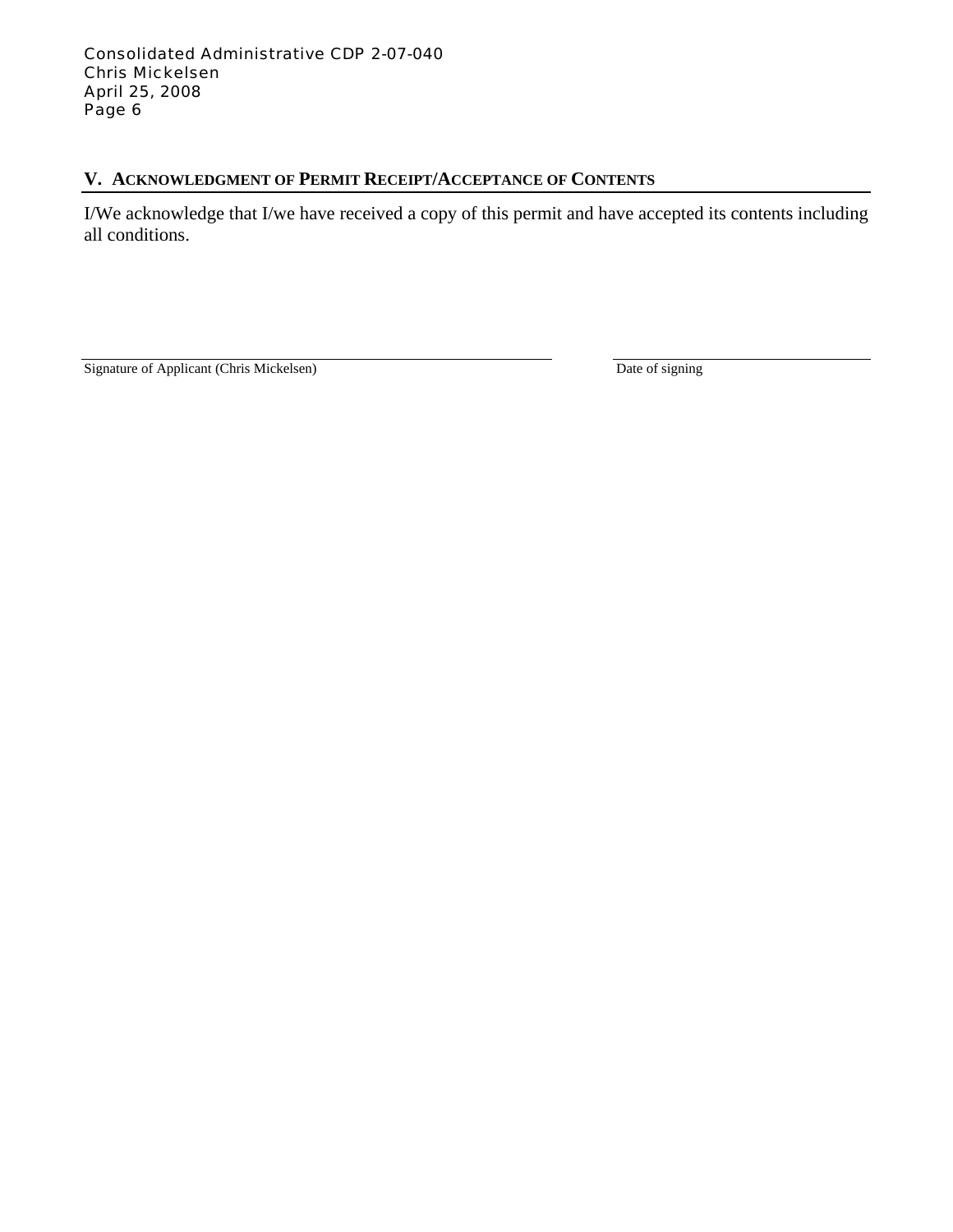## V. Acknowledgment of Permit Receipt/Acceptance of Contents

I/We acknowledge that I/we have received a copy of this permit and have accepted its contents including all conditions.

\_\_\_\_\_\_\_\_\_\_\_\_\_\_\_\_\_\_\_\_\_\_\_\_\_\_\_\_\_\_\_\_\_\_\_\_\_\_\_\_\_\_\_\_\_\_ \_\_\_\_\_\_\_\_\_\_\_\_\_\_\_\_\_\_\_\_\_\_\_\_\_\_

Signature of Applicant (Chris Mickelsen) Date of signing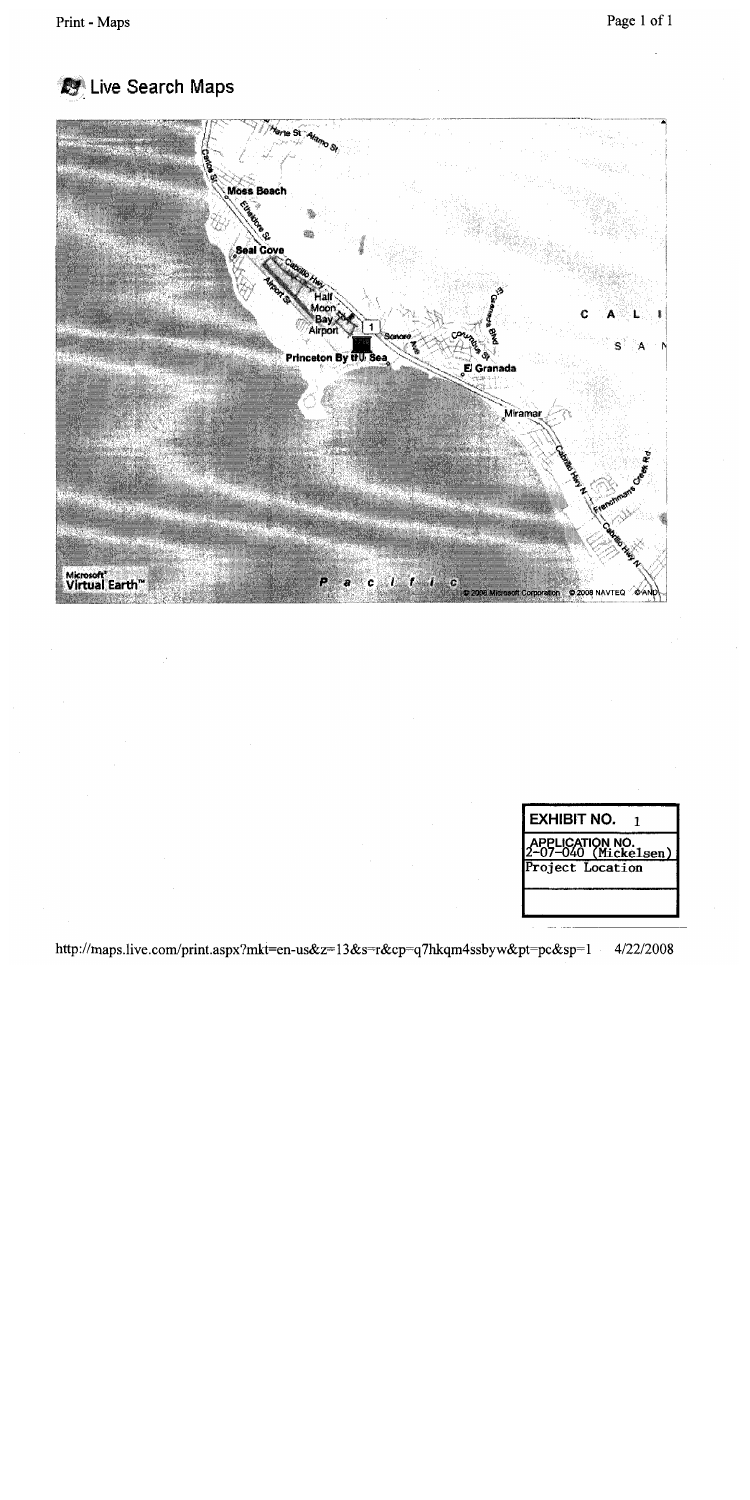Live Search Maps

Moss Beach

Seal Cove

Half Moon Bay Airport

Princeton By the Sea

El Granada

Miramar

CALIFORNIA

Pacific

© 2008 Microsoft Corporation © 2008 NAVTEQ © AND

Microsoft® Virtual Earth™

| EXHIBIT NO. 1 |
| --- |
| APPLICATION NO. 2-07-040 (Mickelsen) |
| Project Location |

http://maps.live.com/print.aspx?mkt=en-us&z=13&s=r&cp=q7hkqm4ssbyw&pt=pc&sp=1 4/22/2008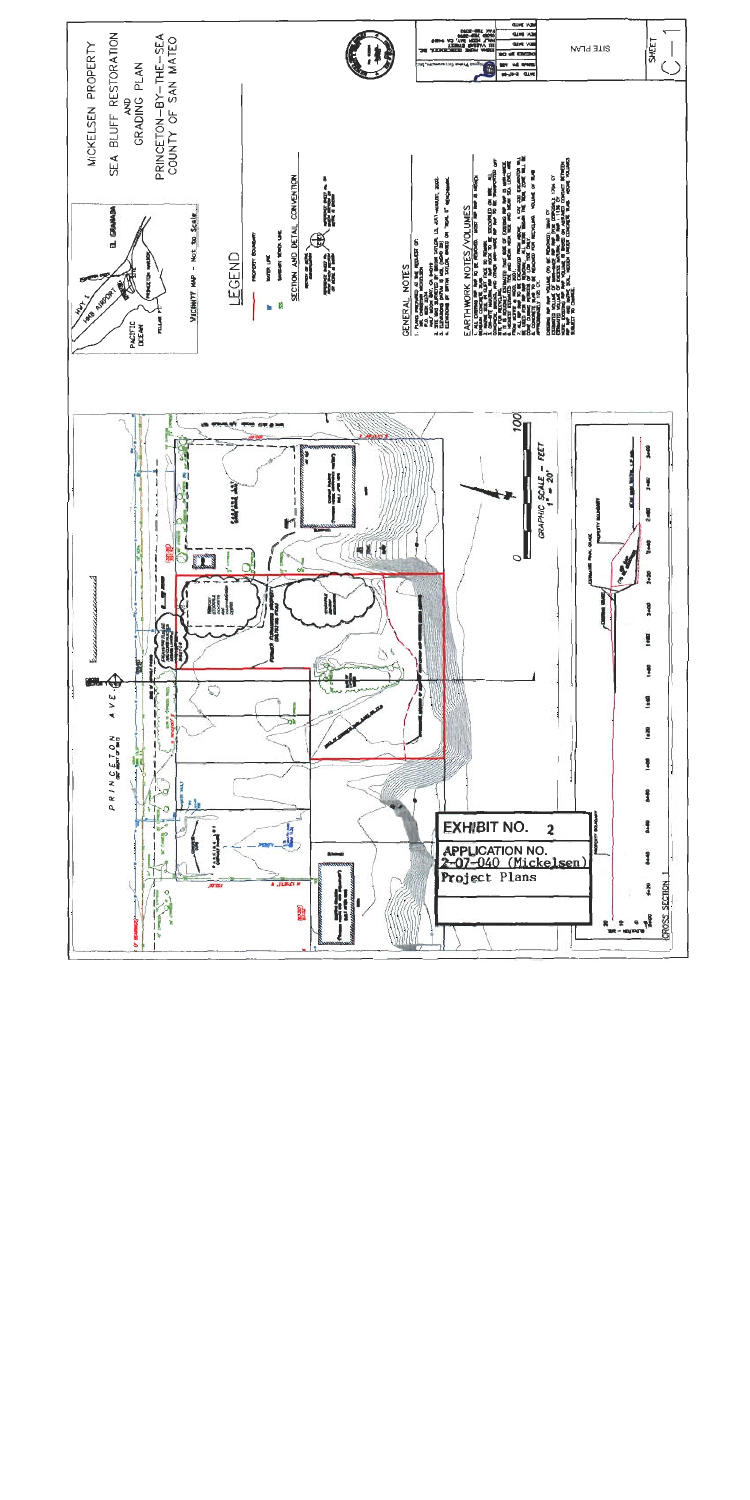MICKELSEN PROPERTY

SEA BLUFF RESTORATION AND GRADING PLAN

PRINCETON-BY-THE-SEA COUNTY OF SAN MATEO

VICINITY MAP - Not to Scale

PACIFIC OCEAN

HWY 1

EL GRANADA

LEGEND

PROPERTY BOUNDARY

SECTION AND DETAIL CONVENTION

GENERAL NOTES

EARTHWORK NOTES/VOLUMES

PRINCETON AVE.

GRAPHIC SCALE - FEET

1" = 20'

0

100

CROSS SECTION 1

SITE PLAN

SHEET

C-1

EXHIBIT NO. 2

APPLICATION NO. 2-07-040 (Mickelsen)

Project Plans